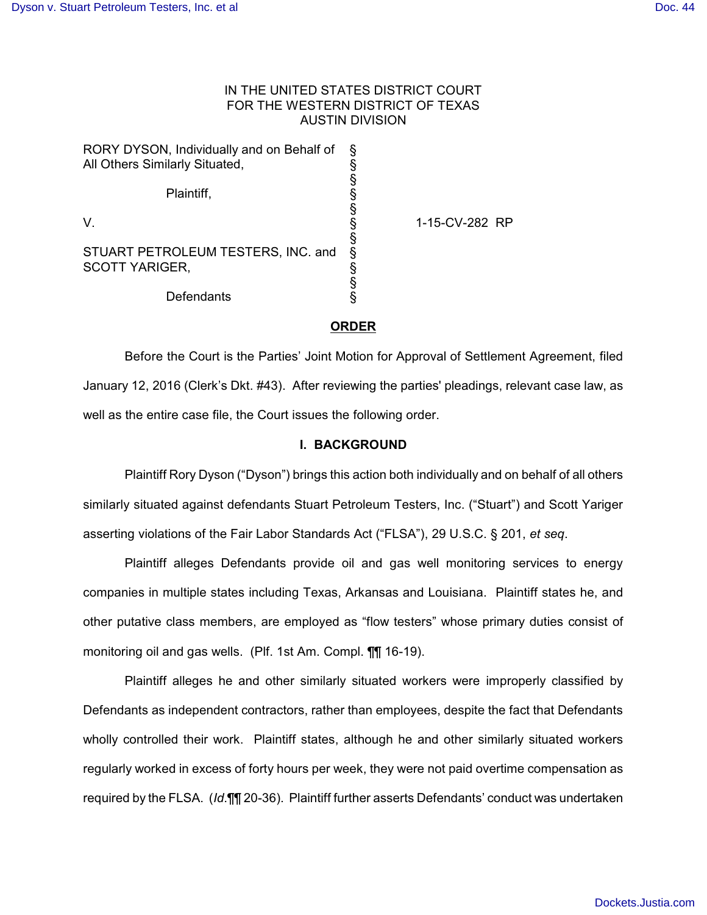IN THE UNITED STATES DISTRICT COURT
FOR THE WESTERN DISTRICT OF TEXAS
AUSTIN DIVISION

| | | |
|---|---|---|
| RORY DYSON, Individually and on Behalf of All Others Similarly Situated, Plaintiff, | § | |
| V. | § | 1-15-CV-282 RP |
| STUART PETROLEUM TESTERS, INC. and SCOTT YARIGER, Defendants | § | |

## ORDER

Before the Court is the Parties' Joint Motion for Approval of Settlement Agreement, filed January 12, 2016 (Clerk's Dkt. #43). After reviewing the parties' pleadings, relevant case law, as well as the entire case file, the Court issues the following order.

### I. BACKGROUND

Plaintiff Rory Dyson ("Dyson") brings this action both individually and on behalf of all others similarly situated against defendants Stuart Petroleum Testers, Inc. ("Stuart") and Scott Yariger asserting violations of the Fair Labor Standards Act ("FLSA"), 29 U.S.C. § 201, *et seq*.

Plaintiff alleges Defendants provide oil and gas well monitoring services to energy companies in multiple states including Texas, Arkansas and Louisiana. Plaintiff states he, and other putative class members, are employed as "flow testers" whose primary duties consist of monitoring oil and gas wells. (Plf. 1st Am. Compl. ¶¶ 16-19).

Plaintiff alleges he and other similarly situated workers were improperly classified by Defendants as independent contractors, rather than employees, despite the fact that Defendants wholly controlled their work. Plaintiff states, although he and other similarly situated workers regularly worked in excess of forty hours per week, they were not paid overtime compensation as required by the FLSA. (*Id.*¶¶ 20-36). Plaintiff further asserts Defendants' conduct was undertaken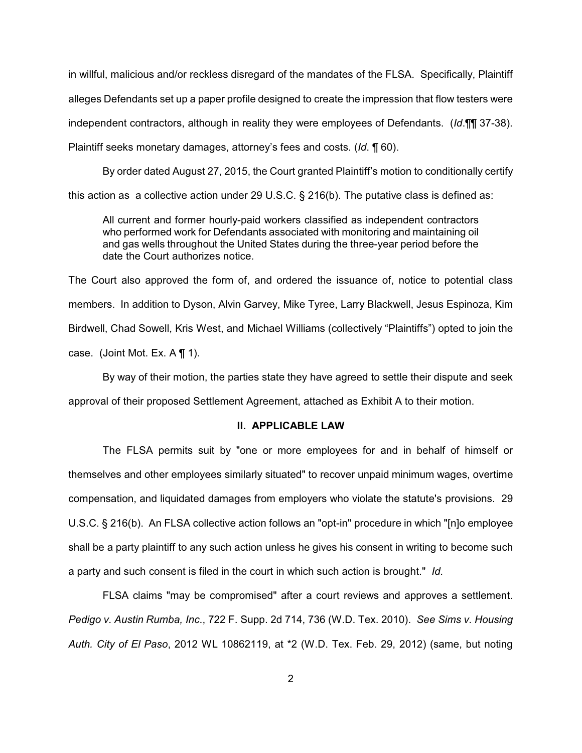in willful, malicious and/or reckless disregard of the mandates of the FLSA. Specifically, Plaintiff alleges Defendants set up a paper profile designed to create the impression that flow testers were independent contractors, although in reality they were employees of Defendants. (*Id*.¶¶ 37-38). Plaintiff seeks monetary damages, attorney's fees and costs. (*Id*. ¶ 60).

By order dated August 27, 2015, the Court granted Plaintiff's motion to conditionally certify this action as a collective action under 29 U.S.C. § 216(b). The putative class is defined as:

> All current and former hourly-paid workers classified as independent contractors who performed work for Defendants associated with monitoring and maintaining oil and gas wells throughout the United States during the three-year period before the date the Court authorizes notice.

The Court also approved the form of, and ordered the issuance of, notice to potential class members. In addition to Dyson, Alvin Garvey, Mike Tyree, Larry Blackwell, Jesus Espinoza, Kim Birdwell, Chad Sowell, Kris West, and Michael Williams (collectively "Plaintiffs") opted to join the case. (Joint Mot. Ex. A ¶ 1).

By way of their motion, the parties state they have agreed to settle their dispute and seek approval of their proposed Settlement Agreement, attached as Exhibit A to their motion.

## II. APPLICABLE LAW

The FLSA permits suit by "one or more employees for and in behalf of himself or themselves and other employees similarly situated" to recover unpaid minimum wages, overtime compensation, and liquidated damages from employers who violate the statute's provisions. 29 U.S.C. § 216(b). An FLSA collective action follows an "opt-in" procedure in which "[n]o employee shall be a party plaintiff to any such action unless he gives his consent in writing to become such a party and such consent is filed in the court in which such action is brought." *Id.*

FLSA claims "may be compromised" after a court reviews and approves a settlement. *Pedigo v. Austin Rumba, Inc.*, 722 F. Supp. 2d 714, 736 (W.D. Tex. 2010). *See Sims v. Housing Auth. City of El Paso*, 2012 WL 10862119, at *2 (W.D. Tex. Feb. 29, 2012) (same, but noting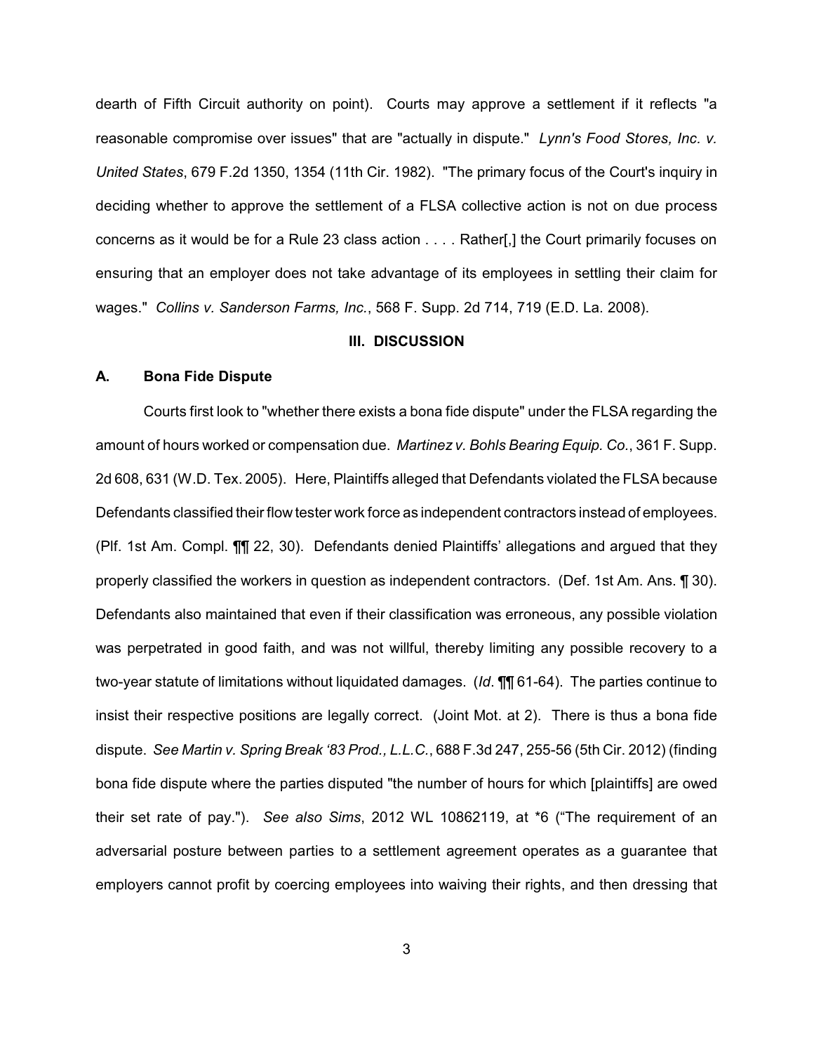dearth of Fifth Circuit authority on point). Courts may approve a settlement if it reflects "a reasonable compromise over issues" that are "actually in dispute." *Lynn's Food Stores, Inc. v. United States*, 679 F.2d 1350, 1354 (11th Cir. 1982). "The primary focus of the Court's inquiry in deciding whether to approve the settlement of a FLSA collective action is not on due process concerns as it would be for a Rule 23 class action . . . . Rather[,] the Court primarily focuses on ensuring that an employer does not take advantage of its employees in settling their claim for wages." *Collins v. Sanderson Farms, Inc.*, 568 F. Supp. 2d 714, 719 (E.D. La. 2008).

## III. DISCUSSION

### A. Bona Fide Dispute

Courts first look to "whether there exists a bona fide dispute" under the FLSA regarding the amount of hours worked or compensation due. *Martinez v. Bohls Bearing Equip. Co.*, 361 F. Supp. 2d 608, 631 (W.D. Tex. 2005). Here, Plaintiffs alleged that Defendants violated the FLSA because Defendants classified their flow tester work force as independent contractors instead of employees. (Plf. 1st Am. Compl. ¶¶ 22, 30). Defendants denied Plaintiffs' allegations and argued that they properly classified the workers in question as independent contractors. (Def. 1st Am. Ans. ¶ 30). Defendants also maintained that even if their classification was erroneous, any possible violation was perpetrated in good faith, and was not willful, thereby limiting any possible recovery to a two-year statute of limitations without liquidated damages. (*Id*. ¶¶ 61-64). The parties continue to insist their respective positions are legally correct. (Joint Mot. at 2). There is thus a bona fide dispute. *See Martin v. Spring Break '83 Prod., L.L.C.*, 688 F.3d 247, 255-56 (5th Cir. 2012) (finding bona fide dispute where the parties disputed "the number of hours for which [plaintiffs] are owed their set rate of pay."). *See also Sims*, 2012 WL 10862119, at *6 ("The requirement of an adversarial posture between parties to a settlement agreement operates as a guarantee that employers cannot profit by coercing employees into waiving their rights, and then dressing that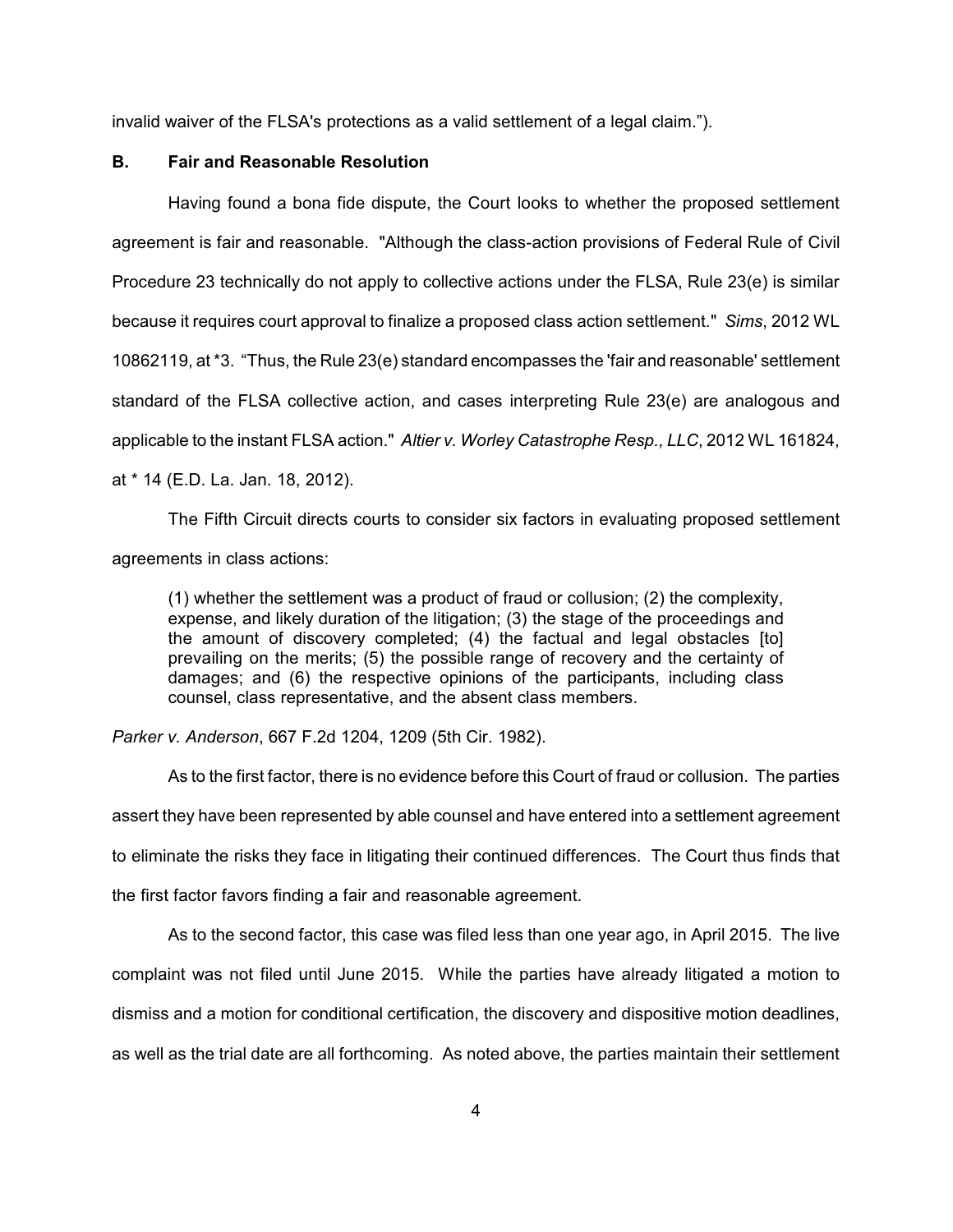invalid waiver of the FLSA's protections as a valid settlement of a legal claim.").

### B. Fair and Reasonable Resolution

Having found a bona fide dispute, the Court looks to whether the proposed settlement agreement is fair and reasonable. "Although the class-action provisions of Federal Rule of Civil Procedure 23 technically do not apply to collective actions under the FLSA, Rule 23(e) is similar because it requires court approval to finalize a proposed class action settlement." *Sims*, 2012 WL 10862119, at *3. "Thus, the Rule 23(e) standard encompasses the 'fair and reasonable' settlement standard of the FLSA collective action, and cases interpreting Rule 23(e) are analogous and applicable to the instant FLSA action." *Altier v. Worley Catastrophe Resp., LLC*, 2012 WL 161824, at * 14 (E.D. La. Jan. 18, 2012).

The Fifth Circuit directs courts to consider six factors in evaluating proposed settlement agreements in class actions:

> (1) whether the settlement was a product of fraud or collusion; (2) the complexity, expense, and likely duration of the litigation; (3) the stage of the proceedings and the amount of discovery completed; (4) the factual and legal obstacles [to] prevailing on the merits; (5) the possible range of recovery and the certainty of damages; and (6) the respective opinions of the participants, including class counsel, class representative, and the absent class members.

*Parker v. Anderson*, 667 F.2d 1204, 1209 (5th Cir. 1982).

As to the first factor, there is no evidence before this Court of fraud or collusion. The parties assert they have been represented by able counsel and have entered into a settlement agreement to eliminate the risks they face in litigating their continued differences. The Court thus finds that the first factor favors finding a fair and reasonable agreement.

As to the second factor, this case was filed less than one year ago, in April 2015. The live complaint was not filed until June 2015. While the parties have already litigated a motion to dismiss and a motion for conditional certification, the discovery and dispositive motion deadlines, as well as the trial date are all forthcoming. As noted above, the parties maintain their settlement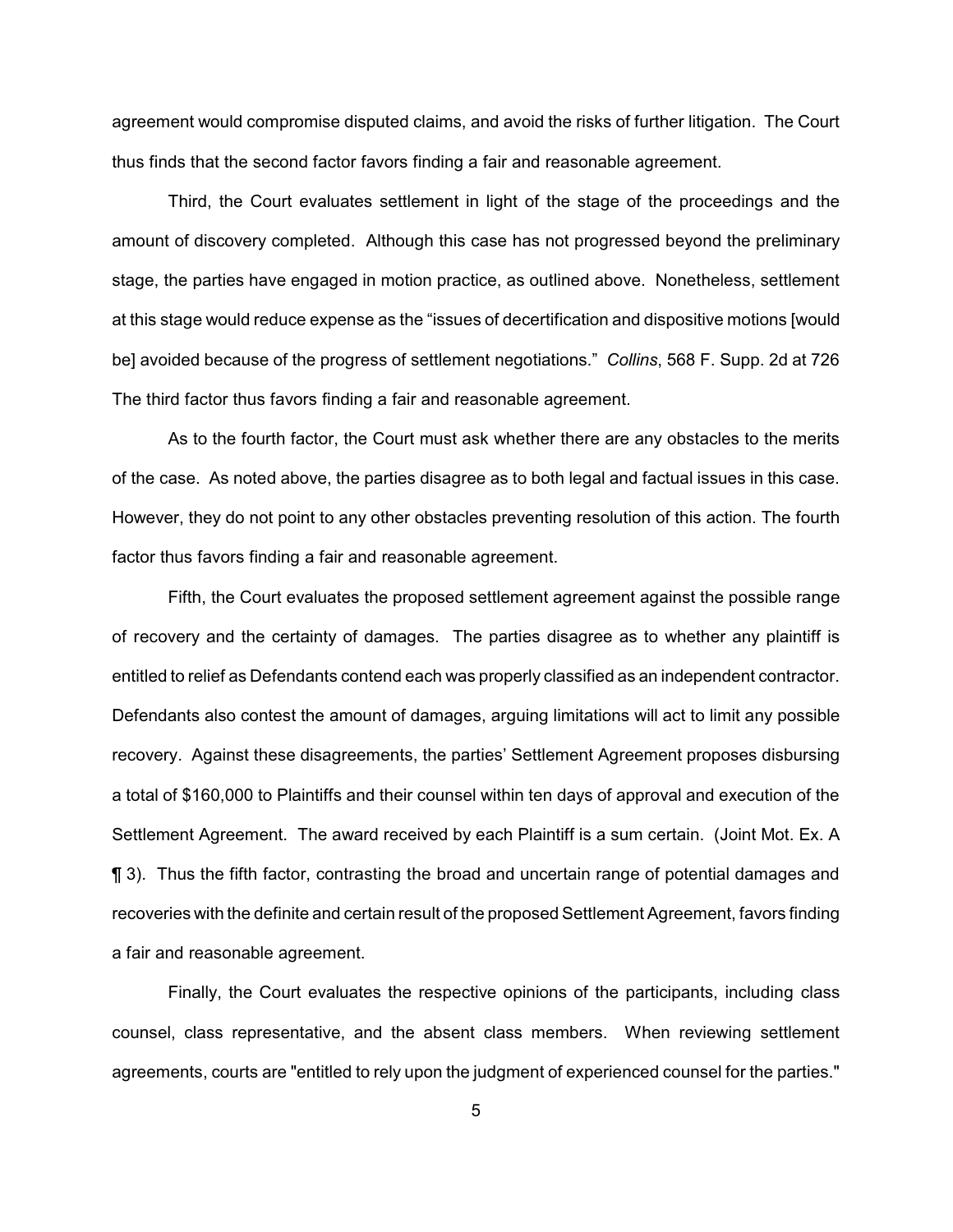agreement would compromise disputed claims, and avoid the risks of further litigation. The Court thus finds that the second factor favors finding a fair and reasonable agreement.

Third, the Court evaluates settlement in light of the stage of the proceedings and the amount of discovery completed. Although this case has not progressed beyond the preliminary stage, the parties have engaged in motion practice, as outlined above. Nonetheless, settlement at this stage would reduce expense as the "issues of decertification and dispositive motions [would be] avoided because of the progress of settlement negotiations." *Collins*, 568 F. Supp. 2d at 726 The third factor thus favors finding a fair and reasonable agreement.

As to the fourth factor, the Court must ask whether there are any obstacles to the merits of the case. As noted above, the parties disagree as to both legal and factual issues in this case. However, they do not point to any other obstacles preventing resolution of this action. The fourth factor thus favors finding a fair and reasonable agreement.

Fifth, the Court evaluates the proposed settlement agreement against the possible range of recovery and the certainty of damages. The parties disagree as to whether any plaintiff is entitled to relief as Defendants contend each was properly classified as an independent contractor. Defendants also contest the amount of damages, arguing limitations will act to limit any possible recovery. Against these disagreements, the parties' Settlement Agreement proposes disbursing a total of $160,000 to Plaintiffs and their counsel within ten days of approval and execution of the Settlement Agreement. The award received by each Plaintiff is a sum certain. (Joint Mot. Ex. A ¶ 3). Thus the fifth factor, contrasting the broad and uncertain range of potential damages and recoveries with the definite and certain result of the proposed Settlement Agreement, favors finding a fair and reasonable agreement.

Finally, the Court evaluates the respective opinions of the participants, including class counsel, class representative, and the absent class members. When reviewing settlement agreements, courts are "entitled to rely upon the judgment of experienced counsel for the parties."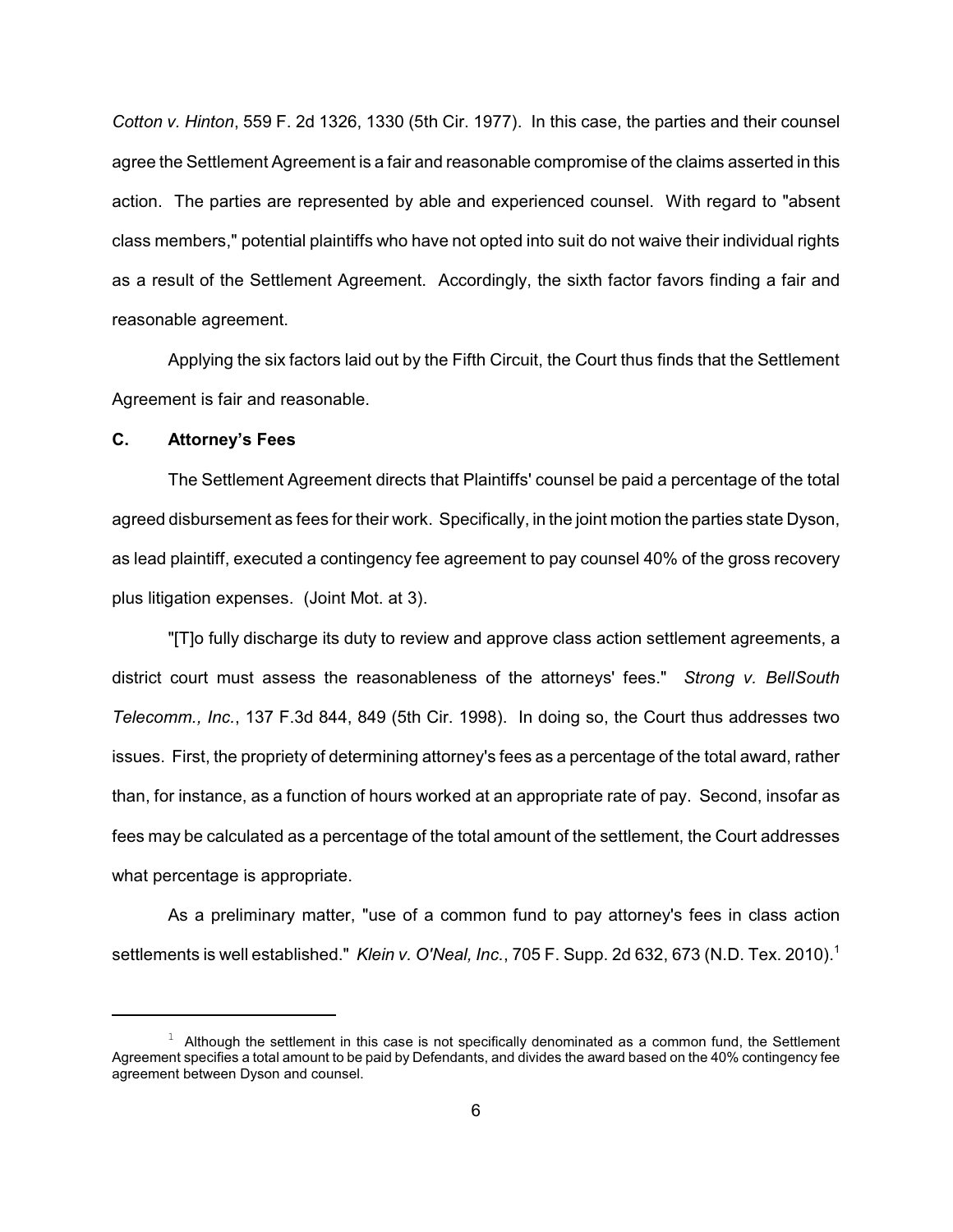*Cotton v. Hinton*, 559 F. 2d 1326, 1330 (5th Cir. 1977). In this case, the parties and their counsel agree the Settlement Agreement is a fair and reasonable compromise of the claims asserted in this action. The parties are represented by able and experienced counsel. With regard to "absent class members," potential plaintiffs who have not opted into suit do not waive their individual rights as a result of the Settlement Agreement. Accordingly, the sixth factor favors finding a fair and reasonable agreement.

Applying the six factors laid out by the Fifth Circuit, the Court thus finds that the Settlement Agreement is fair and reasonable.

**C. Attorney's Fees**

The Settlement Agreement directs that Plaintiffs' counsel be paid a percentage of the total agreed disbursement as fees for their work. Specifically, in the joint motion the parties state Dyson, as lead plaintiff, executed a contingency fee agreement to pay counsel 40% of the gross recovery plus litigation expenses. (Joint Mot. at 3).

"[T]o fully discharge its duty to review and approve class action settlement agreements, a district court must assess the reasonableness of the attorneys' fees." *Strong v. BellSouth Telecomm., Inc.*, 137 F.3d 844, 849 (5th Cir. 1998). In doing so, the Court thus addresses two issues. First, the propriety of determining attorney's fees as a percentage of the total award, rather than, for instance, as a function of hours worked at an appropriate rate of pay. Second, insofar as fees may be calculated as a percentage of the total amount of the settlement, the Court addresses what percentage is appropriate.

As a preliminary matter, "use of a common fund to pay attorney's fees in class action settlements is well established." *Klein v. O'Neal, Inc.*, 705 F. Supp. 2d 632, 673 (N.D. Tex. 2010).[1]

---

[1] Although the settlement in this case is not specifically denominated as a common fund, the Settlement Agreement specifies a total amount to be paid by Defendants, and divides the award based on the 40% contingency fee agreement between Dyson and counsel.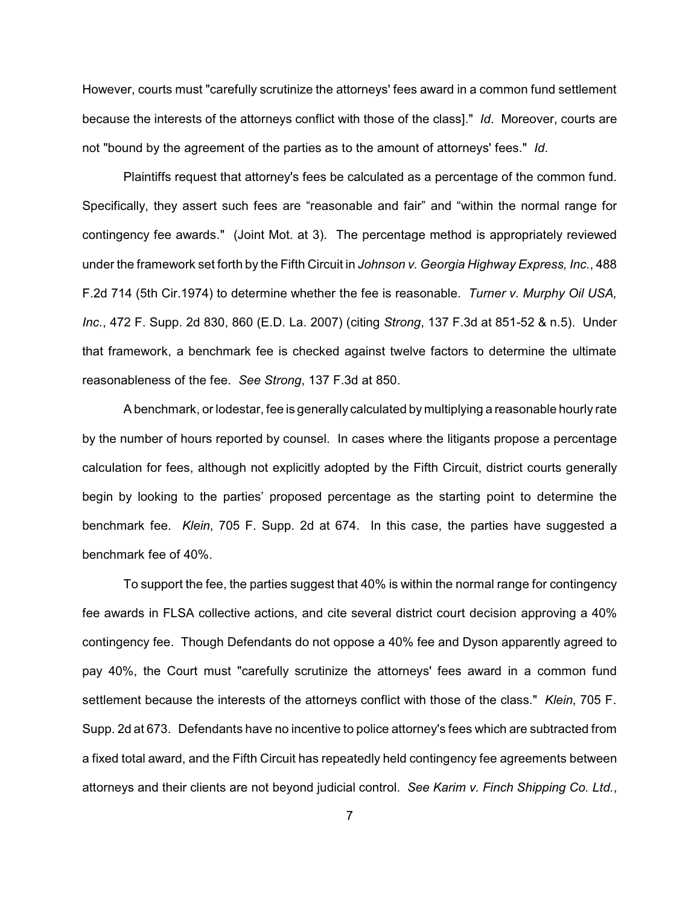However, courts must "carefully scrutinize the attorneys' fees award in a common fund settlement because the interests of the attorneys conflict with those of the class]." *Id*. Moreover, courts are not "bound by the agreement of the parties as to the amount of attorneys' fees." *Id*.

Plaintiffs request that attorney's fees be calculated as a percentage of the common fund. Specifically, they assert such fees are "reasonable and fair" and "within the normal range for contingency fee awards." (Joint Mot. at 3). The percentage method is appropriately reviewed under the framework set forth by the Fifth Circuit in *Johnson v. Georgia Highway Express, Inc.*, 488 F.2d 714 (5th Cir.1974) to determine whether the fee is reasonable. *Turner v. Murphy Oil USA, Inc.*, 472 F. Supp. 2d 830, 860 (E.D. La. 2007) (citing *Strong*, 137 F.3d at 851-52 & n.5). Under that framework, a benchmark fee is checked against twelve factors to determine the ultimate reasonableness of the fee. *See Strong*, 137 F.3d at 850.

A benchmark, or lodestar, fee is generally calculated by multiplying a reasonable hourly rate by the number of hours reported by counsel. In cases where the litigants propose a percentage calculation for fees, although not explicitly adopted by the Fifth Circuit, district courts generally begin by looking to the parties' proposed percentage as the starting point to determine the benchmark fee. *Klein*, 705 F. Supp. 2d at 674. In this case, the parties have suggested a benchmark fee of 40%.

To support the fee, the parties suggest that 40% is within the normal range for contingency fee awards in FLSA collective actions, and cite several district court decision approving a 40% contingency fee. Though Defendants do not oppose a 40% fee and Dyson apparently agreed to pay 40%, the Court must "carefully scrutinize the attorneys' fees award in a common fund settlement because the interests of the attorneys conflict with those of the class." *Klein*, 705 F. Supp. 2d at 673. Defendants have no incentive to police attorney's fees which are subtracted from a fixed total award, and the Fifth Circuit has repeatedly held contingency fee agreements between attorneys and their clients are not beyond judicial control. *See Karim v. Finch Shipping Co. Ltd.*,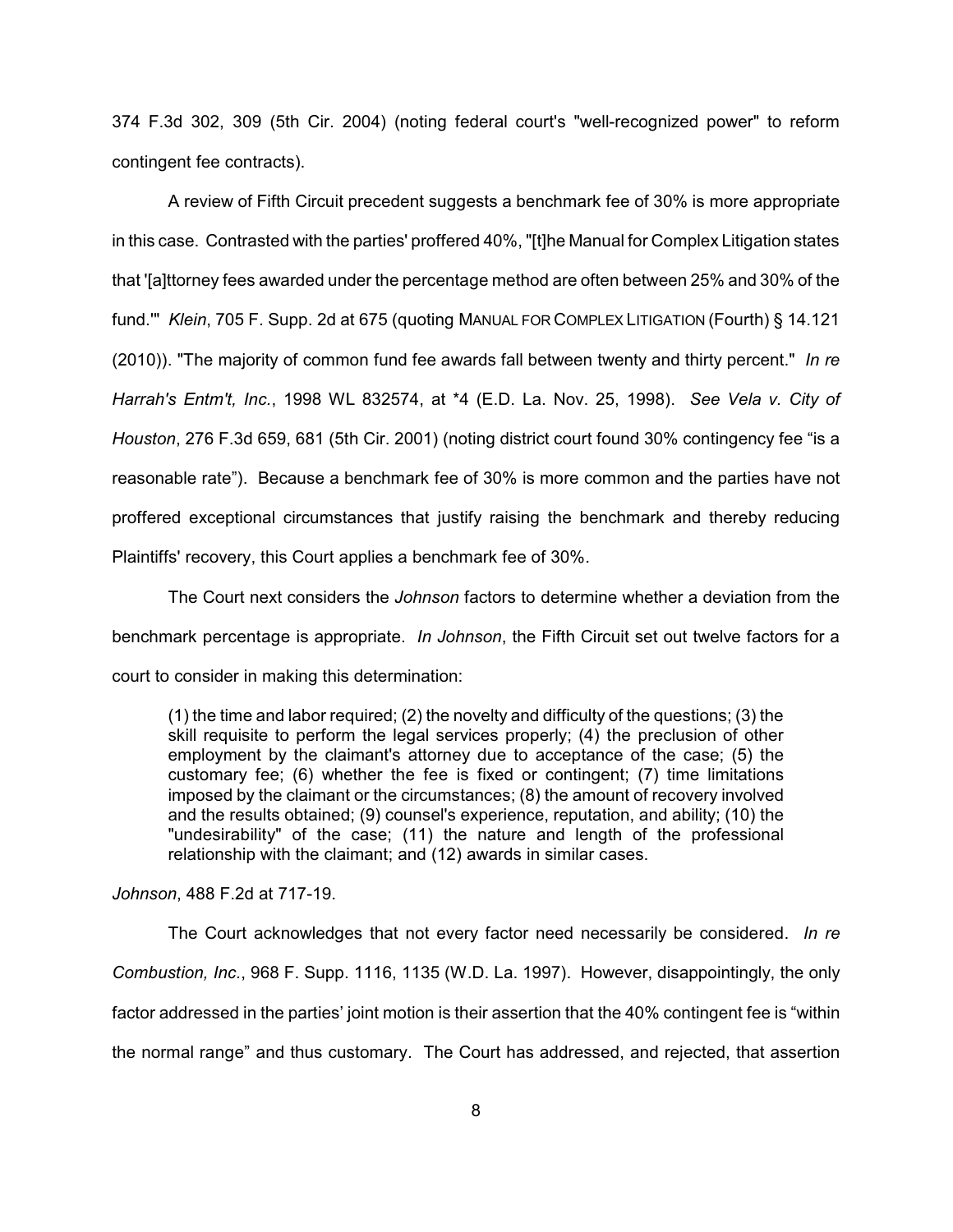374 F.3d 302, 309 (5th Cir. 2004) (noting federal court's "well-recognized power" to reform contingent fee contracts).

A review of Fifth Circuit precedent suggests a benchmark fee of 30% is more appropriate in this case. Contrasted with the parties' proffered 40%, "[t]he Manual for Complex Litigation states that '[a]ttorney fees awarded under the percentage method are often between 25% and 30% of the fund.'" *Klein*, 705 F. Supp. 2d at 675 (quoting MANUAL FOR COMPLEX LITIGATION (Fourth) § 14.121 (2010)). "The majority of common fund fee awards fall between twenty and thirty percent." *In re Harrah's Entm't, Inc.*, 1998 WL 832574, at *4 (E.D. La. Nov. 25, 1998). *See Vela v. City of Houston*, 276 F.3d 659, 681 (5th Cir. 2001) (noting district court found 30% contingency fee "is a reasonable rate"). Because a benchmark fee of 30% is more common and the parties have not proffered exceptional circumstances that justify raising the benchmark and thereby reducing Plaintiffs' recovery, this Court applies a benchmark fee of 30%.

The Court next considers the *Johnson* factors to determine whether a deviation from the benchmark percentage is appropriate. *In Johnson*, the Fifth Circuit set out twelve factors for a court to consider in making this determination:

> (1) the time and labor required; (2) the novelty and difficulty of the questions; (3) the skill requisite to perform the legal services properly; (4) the preclusion of other employment by the claimant's attorney due to acceptance of the case; (5) the customary fee; (6) whether the fee is fixed or contingent; (7) time limitations imposed by the claimant or the circumstances; (8) the amount of recovery involved and the results obtained; (9) counsel's experience, reputation, and ability; (10) the "undesirability" of the case; (11) the nature and length of the professional relationship with the claimant; and (12) awards in similar cases.

*Johnson*, 488 F.2d at 717-19.

The Court acknowledges that not every factor need necessarily be considered. *In re Combustion, Inc.*, 968 F. Supp. 1116, 1135 (W.D. La. 1997). However, disappointingly, the only factor addressed in the parties' joint motion is their assertion that the 40% contingent fee is "within the normal range" and thus customary. The Court has addressed, and rejected, that assertion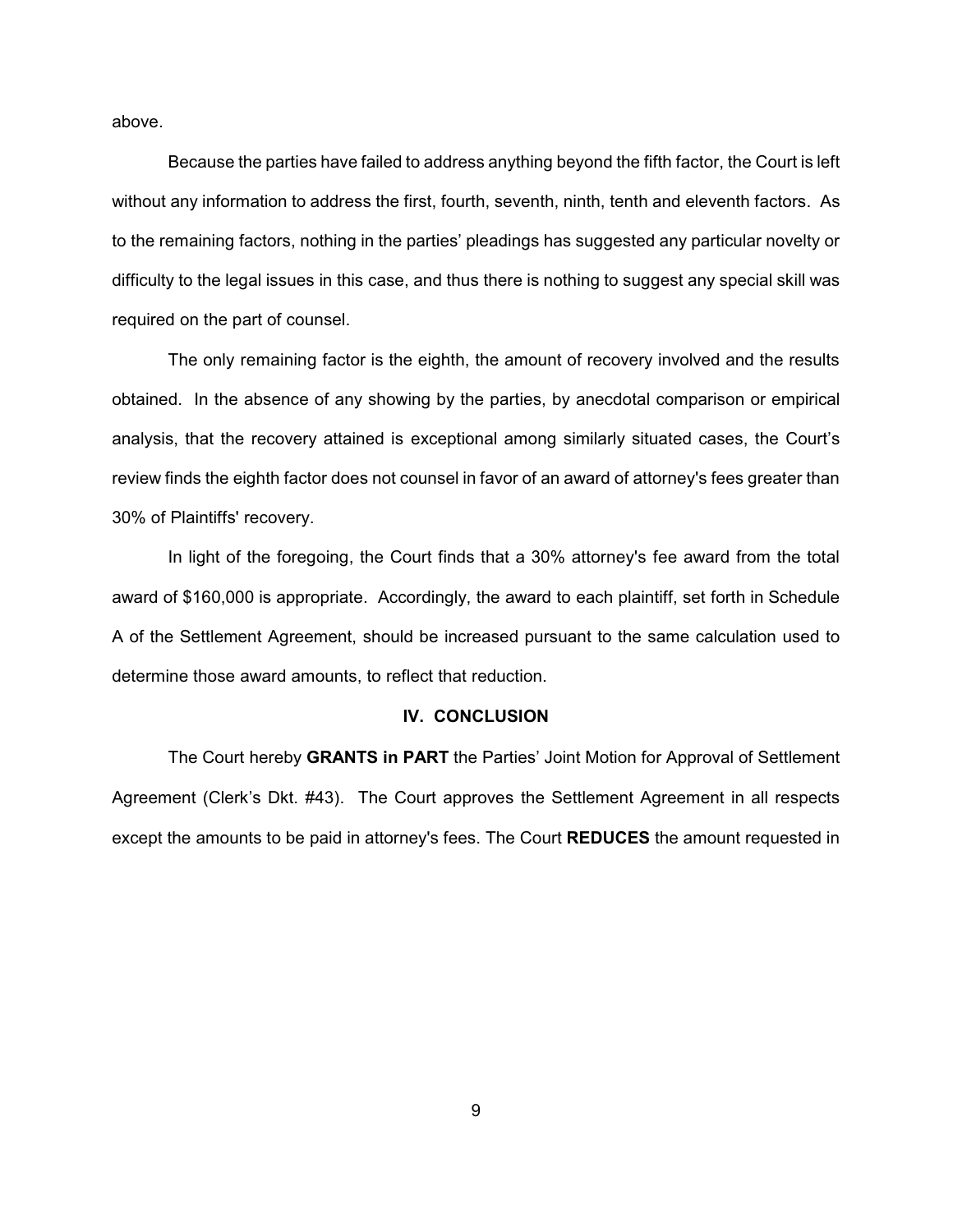above.

Because the parties have failed to address anything beyond the fifth factor, the Court is left without any information to address the first, fourth, seventh, ninth, tenth and eleventh factors. As to the remaining factors, nothing in the parties' pleadings has suggested any particular novelty or difficulty to the legal issues in this case, and thus there is nothing to suggest any special skill was required on the part of counsel.

The only remaining factor is the eighth, the amount of recovery involved and the results obtained. In the absence of any showing by the parties, by anecdotal comparison or empirical analysis, that the recovery attained is exceptional among similarly situated cases, the Court's review finds the eighth factor does not counsel in favor of an award of attorney's fees greater than 30% of Plaintiffs' recovery.

In light of the foregoing, the Court finds that a 30% attorney's fee award from the total award of $160,000 is appropriate. Accordingly, the award to each plaintiff, set forth in Schedule A of the Settlement Agreement, should be increased pursuant to the same calculation used to determine those award amounts, to reflect that reduction.

## IV. CONCLUSION

The Court hereby **GRANTS in PART** the Parties' Joint Motion for Approval of Settlement Agreement (Clerk's Dkt. #43). The Court approves the Settlement Agreement in all respects except the amounts to be paid in attorney's fees. The Court **REDUCES** the amount requested in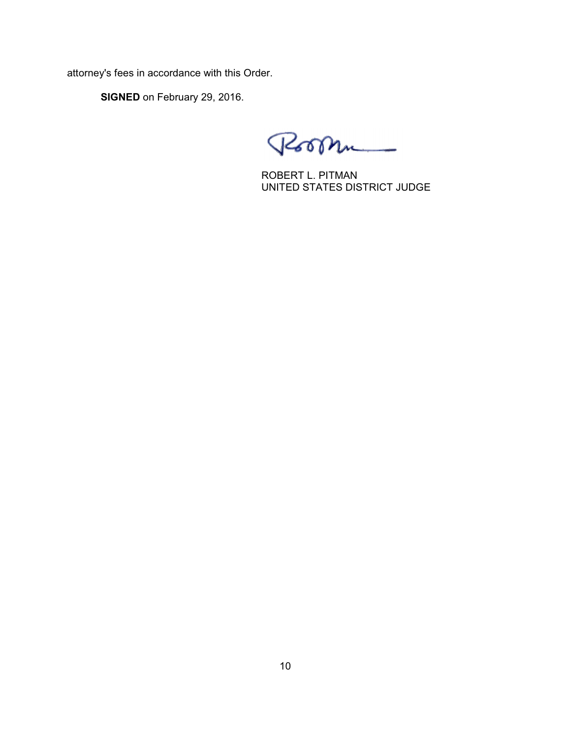attorney's fees in accordance with this Order.

**SIGNED** on February 29, 2016.

ROBERT L. PITMAN
UNITED STATES DISTRICT JUDGE